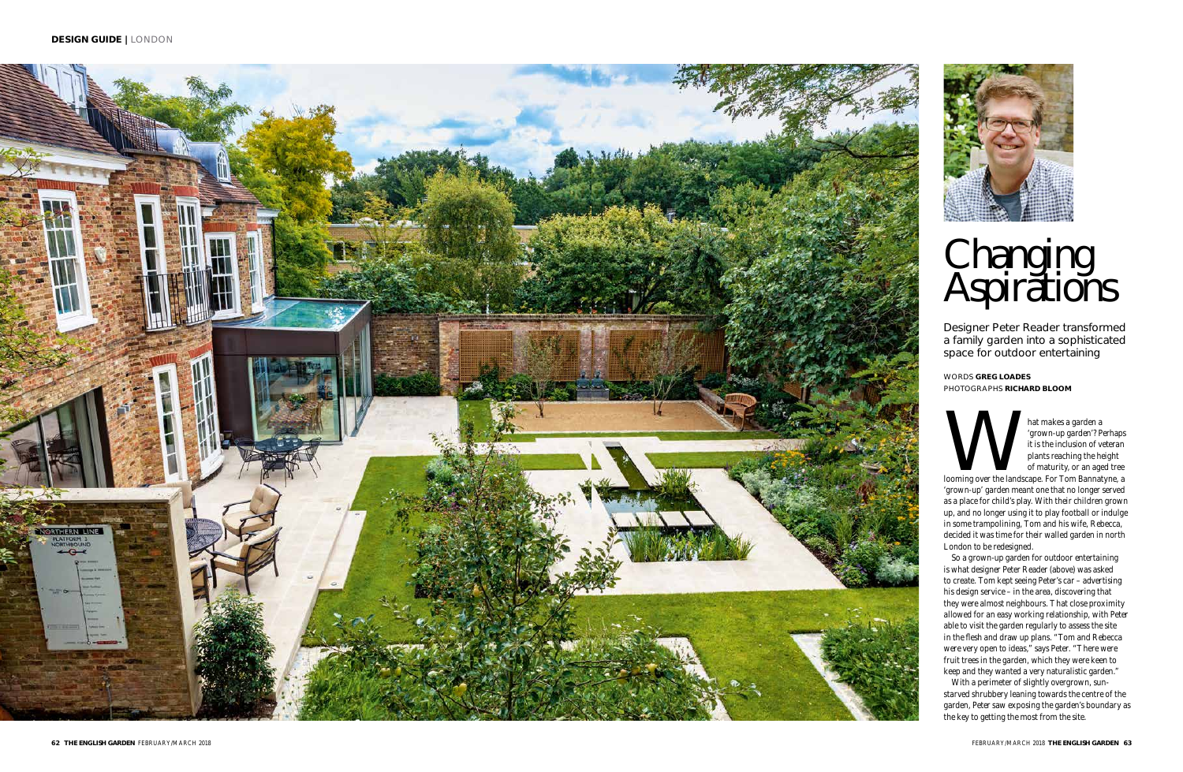# Changing Aspirations

Designer Peter Reader transformed a family garden into a sophisticated space for outdoor entertaining

WORDS **GREG LOADES**
PHOTOGRAPHS **RICHARD BLOOM**

What makes a garden a 'grown-up garden'? Perhaps it is the inclusion of veteran plants reaching the height of maturity, or an aged tree looming over the landscape. For Tom Bannatyne, a 'grown-up' garden meant one that no longer served as a place for child's play. With their children grown up, and no longer using it to play football or indulge in some trampolining, Tom and his wife, Rebecca, decided it was time for their walled garden in north London to be redesigned.

So a grown-up garden for outdoor entertaining is what designer Peter Reader (above) was asked to create. Tom kept seeing Peter's car – advertising his design service – in the area, discovering that they were almost neighbours. That close proximity allowed for an easy working relationship, with Peter able to visit the garden regularly to assess the site in the flesh and draw up plans. "Tom and Rebecca were very open to ideas," says Peter. "There were fruit trees in the garden, which they were keen to keep and they wanted a very naturalistic garden."

With a perimeter of slightly overgrown, sun-starved shrubbery leaning towards the centre of the garden, Peter saw exposing the garden's boundary as the key to getting the most from the site.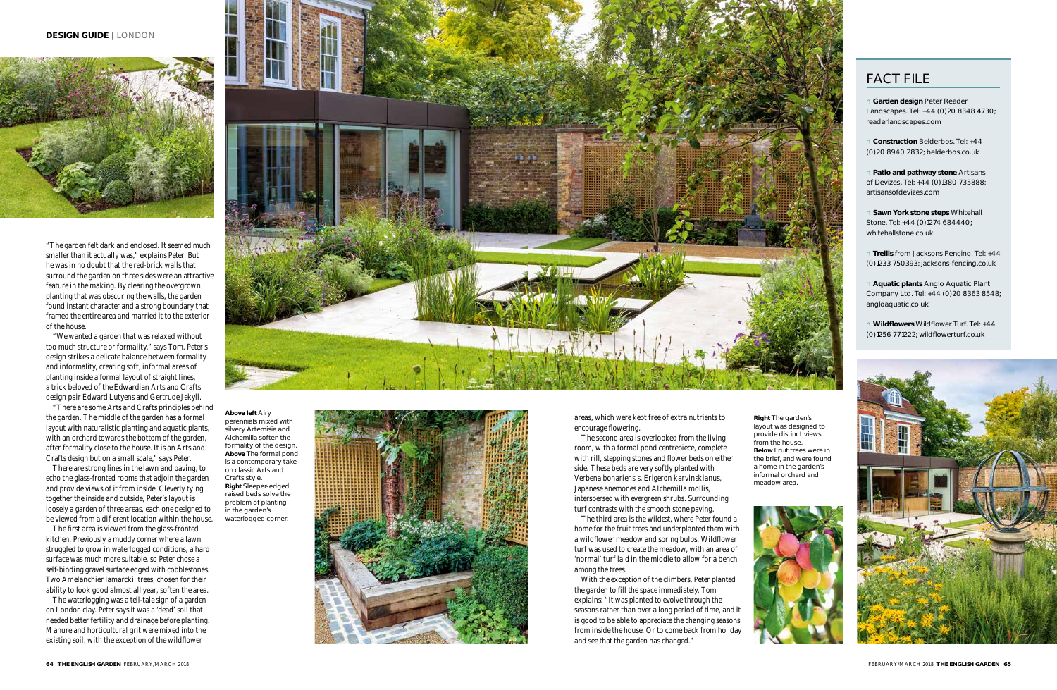"The garden felt dark and enclosed. It seemed much smaller than it actually was," explains Peter. But he was in no doubt that the red-brick walls that surround the garden on three sides were an attractive feature in the making. By clearing the overgrown planting that was obscuring the walls, the garden found instant character and a strong boundary that framed the entire area and married it to the exterior of the house.

"We wanted a garden that was relaxed without too much structure or formality," says Tom. Peter's design strikes a delicate balance between formality and informality, creating soft, informal areas of planting inside a formal layout of straight lines, a trick beloved of the Edwardian Arts and Crafts design pair Edward Lutyens and Gertrude Jekyll.

"There are some Arts and Crafts principles behind the garden. The middle of the garden has a formal layout with naturalistic planting and aquatic plants, with an orchard towards the bottom of the garden, after formality close to the house. It is an Arts and Crafts design but on a small scale," says Peter.

There are strong lines in the lawn and paving, to echo the glass-fronted rooms that adjoin the garden and provide views of it from inside. Cleverly tying together the inside and outside, Peter's layout is loosely a garden of three areas, each one designed to be viewed from a different location within the house.

The first area is viewed from the glass-fronted kitchen. Previously a muddy corner where a lawn struggled to grow in waterlogged conditions, a hard surface was much more suitable, so Peter chose a self-binding gravel surface edged with cobblestones. Two *Amelanchier lamarckii* trees, chosen for their ability to look good almost all year, soften the area.

The waterlogging was a tell-tale sign of a garden on London clay. Peter says it was a 'dead' soil that needed better fertility and drainage before planting. Manure and horticultural grit were mixed into the existing soil, with the exception of the wildflower areas, which were kept free of extra nutrients to encourage flowering.

The second area is overlooked from the living room, with a formal pond centrepiece, complete with rill, stepping stones and flower beds on either side. These beds are very softly planted with *Verbena bonariensis*, *Erigeron karvinskianus*, Japanese anemones and *Alchemilla mollis*, interspersed with evergreen shrubs. Surrounding turf contrasts with the smooth stone paving.

The third area is the wildest, where Peter found a home for the fruit trees and underplanted them with a wildflower meadow and spring bulbs. Wildflower turf was used to create the meadow, with an area of 'normal' turf laid in the middle to allow for a bench among the trees.

With the exception of the climbers, Peter planted the garden to fill the space immediately. Tom explains: "It was planted to evolve through the seasons rather than over a long period of time, and it is good to be able to appreciate the changing seasons from inside the house. Or to come back from holiday and see that the garden has changed."

**Above left** Airy perennials mixed with silvery Artemisia and Alchemilla soften the formality of the design. **Above** The formal pond is a contemporary take on classic Arts and Crafts style. **Right** Sleeper-edged raised beds solve the problem of planting in the garden's waterlogged corner.

**Right** The garden's layout was designed to provide distinct views from the house. **Below** Fruit trees were in the brief, and were found a home in the garden's informal orchard and meadow area.

## FACT FILE

- **Garden design** Peter Reader Landscapes. Tel: +44 (0)20 8348 4730; readerlandscapes.com
- **Construction** Belderbos. Tel: +44 (0)20 8940 2832; belderbos.co.uk
- **Patio and pathway stone** Artisans of Devizes. Tel: +44 (0)1380 735888; artisansofdevizes.com
- **Sawn York stone steps** Whitehall Stone. Tel: +44 (0)1274 684440; whitehallstone.co.uk
- **Trellis** from Jacksons Fencing. Tel: +44 (0)1233 750393; jacksons-fencing.co.uk
- **Aquatic plants** Anglo Aquatic Plant Company Ltd. Tel: +44 (0)20 8363 8548; angloaquatic.co.uk
- **Wildflowers** Wildflower Turf. Tel: +44 (0)1256 771222; wildflowerturf.co.uk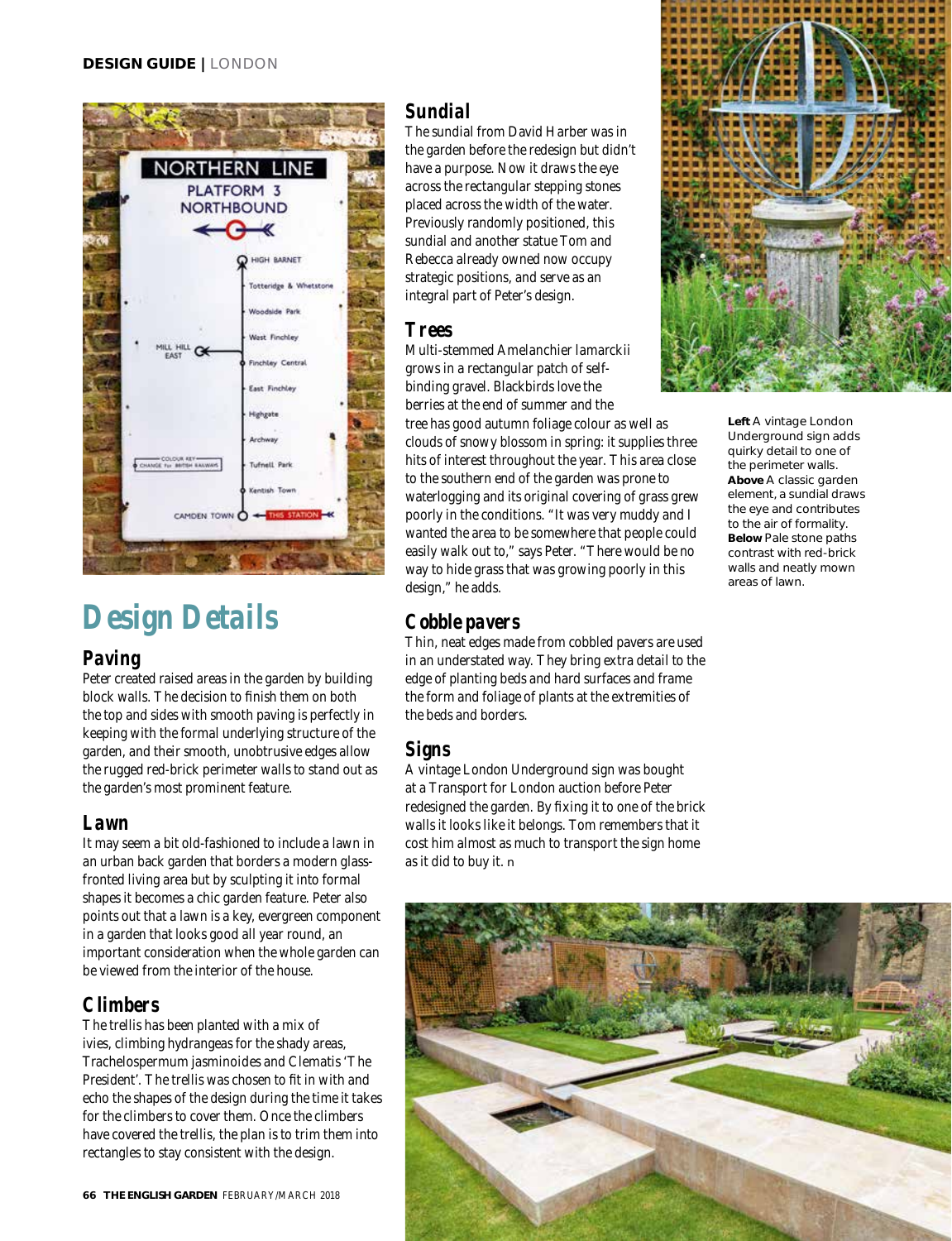# Design Details

## Paving

Peter created raised areas in the garden by building block walls. The decision to finish them on both the top and sides with smooth paving is perfectly in keeping with the formal underlying structure of the garden, and their smooth, unobtrusive edges allow the rugged red-brick perimeter walls to stand out as the garden's most prominent feature.

## Lawn

It may seem a bit old-fashioned to include a lawn in an urban back garden that borders a modern glass-fronted living area but by sculpting it into formal shapes it becomes a chic garden feature. Peter also points out that a lawn is a key, evergreen component in a garden that looks good all year round, an important consideration when the whole garden can be viewed from the interior of the house.

## Climbers

The trellis has been planted with a mix of ivies, climbing hydrangeas for the shady areas, Trachelospermum jasminoides and Clematis 'The President'. The trellis was chosen to fit in with and echo the shapes of the design during the time it takes for the climbers to cover them. Once the climbers have covered the trellis, the plan is to trim them into rectangles to stay consistent with the design.

## Sundial

The sundial from David Harber was in the garden before the redesign but didn't have a purpose. Now it draws the eye across the rectangular stepping stones placed across the width of the water. Previously randomly positioned, this sundial and another statue Tom and Rebecca already owned now occupy strategic positions, and serve as an integral part of Peter's design.

## Trees

Multi-stemmed Amelanchier lamarckii grows in a rectangular patch of self-binding gravel. Blackbirds love the berries at the end of summer and the tree has good autumn foliage colour as well as clouds of snowy blossom in spring: it supplies three hits of interest throughout the year. This area close to the southern end of the garden was prone to waterlogging and its original covering of grass grew poorly in the conditions. "It was very muddy and I wanted the area to be somewhere that people could easily walk out to," says Peter. "There would be no way to hide grass that was growing poorly in this design," he adds.

## Cobble pavers

Thin, neat edges made from cobbled pavers are used in an understated way. They bring extra detail to the edge of planting beds and hard surfaces and frame the form and foliage of plants at the extremities of the beds and borders.

## Signs

A vintage London Underground sign was bought at a Transport for London auction before Peter redesigned the garden. By fixing it to one of the brick walls it looks like it belongs. Tom remembers that it cost him almost as much to transport the sign home as it did to buy it. ■

**Left** A vintage London Underground sign adds quirky detail to one of the perimeter walls.
**Above** A classic garden element, a sundial draws the eye and contributes to the air of formality.
**Below** Pale stone paths contrast with red-brick walls and neatly mown areas of lawn.